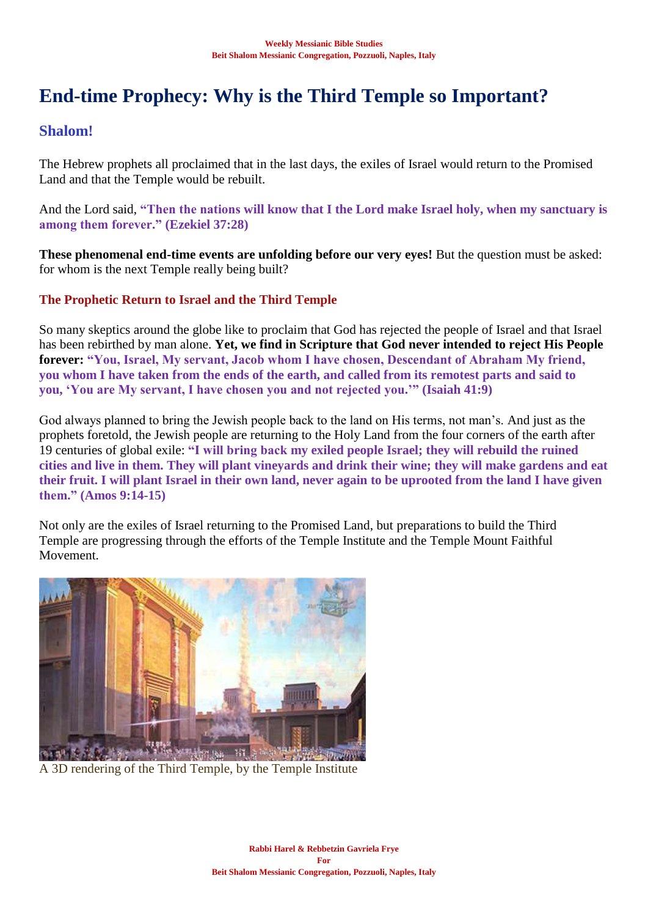# End-time Prophecy: Why is the Third Temple so Important?

## Shalom!

The Hebrew prophets all proclaimed that in the last days, the exiles of Israel would return to the Promised Land and that the Temple would be rebuilt.

And the Lord said, **"Then the nations will know that I the Lord make Israel holy, when my sanctuary is among them forever." (Ezekiel 37:28)**

**These phenomenal end-time events are unfolding before our very eyes!** But the question must be asked: for whom is the next Temple really being built?

### The Prophetic Return to Israel and the Third Temple

So many skeptics around the globe like to proclaim that God has rejected the people of Israel and that Israel has been rebirthed by man alone. **Yet, we find in Scripture that God never intended to reject His People forever:** **"You, Israel, My servant, Jacob whom I have chosen, Descendant of Abraham My friend, you whom I have taken from the ends of the earth, and called from its remotest parts and said to you, 'You are My servant, I have chosen you and not rejected you.'" (Isaiah 41:9)**

God always planned to bring the Jewish people back to the land on His terms, not man's. And just as the prophets foretold, the Jewish people are returning to the Holy Land from the four corners of the earth after 19 centuries of global exile: **"I will bring back my exiled people Israel; they will rebuild the ruined cities and live in them. They will plant vineyards and drink their wine; they will make gardens and eat their fruit. I will plant Israel in their own land, never again to be uprooted from the land I have given them." (Amos 9:14-15)**

Not only are the exiles of Israel returning to the Promised Land, but preparations to build the Third Temple are progressing through the efforts of the Temple Institute and the Temple Mount Faithful Movement.

A 3D rendering of the Third Temple, by the Temple Institute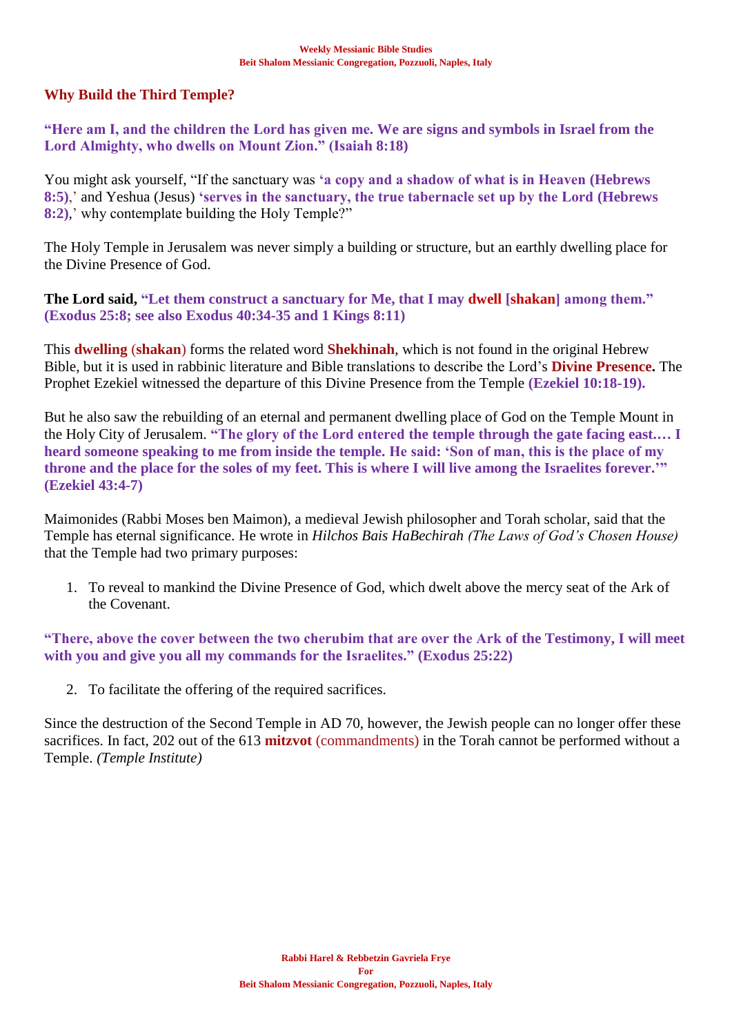## Why Build the Third Temple?

**"Here am I, and the children the Lord has given me. We are signs and symbols in Israel from the Lord Almighty, who dwells on Mount Zion." (Isaiah 8:18)**

You might ask yourself, "If the sanctuary was **'a copy and a shadow of what is in Heaven (Hebrews 8:5)**,' and Yeshua (Jesus) **'serves in the sanctuary, the true tabernacle set up by the Lord (Hebrews 8:2)**,' why contemplate building the Holy Temple?"

The Holy Temple in Jerusalem was never simply a building or structure, but an earthly dwelling place for the Divine Presence of God.

**The Lord said, "Let them construct a sanctuary for Me, that I may dwell [shakan] among them." (Exodus 25:8; see also Exodus 40:34-35 and 1 Kings 8:11)**

This **dwelling** (**shakan**) forms the related word **Shekhinah**, which is not found in the original Hebrew Bible, but it is used in rabbinic literature and Bible translations to describe the Lord's **Divine Presence.** The Prophet Ezekiel witnessed the departure of this Divine Presence from the Temple **(Ezekiel 10:18-19).**

But he also saw the rebuilding of an eternal and permanent dwelling place of God on the Temple Mount in the Holy City of Jerusalem. **"The glory of the Lord entered the temple through the gate facing east.… I heard someone speaking to me from inside the temple. He said: 'Son of man, this is the place of my throne and the place for the soles of my feet. This is where I will live among the Israelites forever.'" (Ezekiel 43:4-7)**

Maimonides (Rabbi Moses ben Maimon), a medieval Jewish philosopher and Torah scholar, said that the Temple has eternal significance. He wrote in *Hilchos Bais HaBechirah (The Laws of God's Chosen House)* that the Temple had two primary purposes:

1. To reveal to mankind the Divine Presence of God, which dwelt above the mercy seat of the Ark of the Covenant.

**"There, above the cover between the two cherubim that are over the Ark of the Testimony, I will meet with you and give you all my commands for the Israelites." (Exodus 25:22)**

2. To facilitate the offering of the required sacrifices.

Since the destruction of the Second Temple in AD 70, however, the Jewish people can no longer offer these sacrifices. In fact, 202 out of the 613 **mitzvot** (commandments) in the Torah cannot be performed without a Temple. *(Temple Institute)*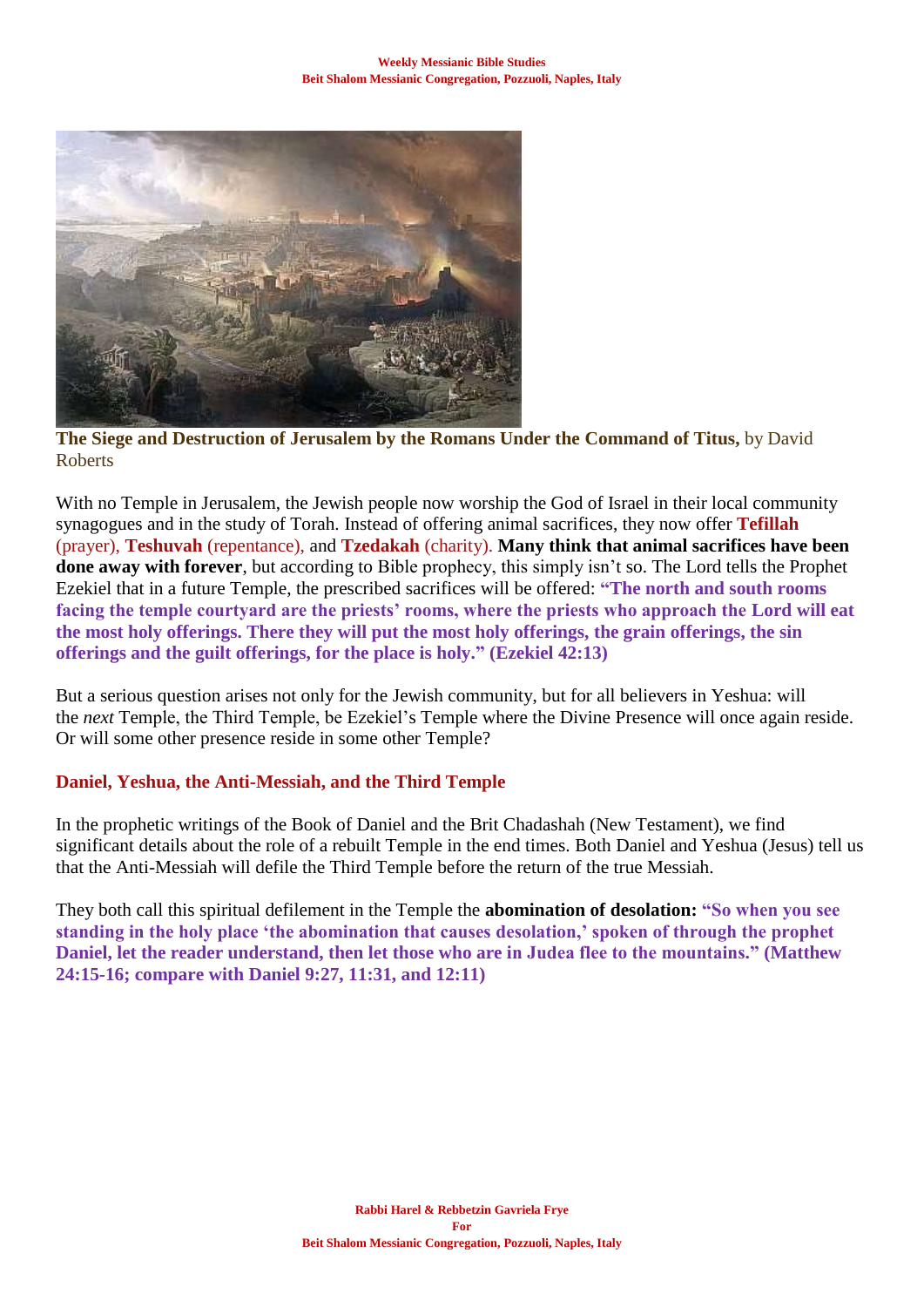**The Siege and Destruction of Jerusalem by the Romans Under the Command of Titus,** by David Roberts

With no Temple in Jerusalem, the Jewish people now worship the God of Israel in their local community synagogues and in the study of Torah. Instead of offering animal sacrifices, they now offer **Tefillah** (prayer), **Teshuvah** (repentance), and **Tzedakah** (charity). **Many think that animal sacrifices have been done away with forever**, but according to Bible prophecy, this simply isn't so. The Lord tells the Prophet Ezekiel that in a future Temple, the prescribed sacrifices will be offered: **"The north and south rooms facing the temple courtyard are the priests' rooms, where the priests who approach the Lord will eat the most holy offerings. There they will put the most holy offerings, the grain offerings, the sin offerings and the guilt offerings, for the place is holy." (Ezekiel 42:13)**

But a serious question arises not only for the Jewish community, but for all believers in Yeshua: will the *next* Temple, the Third Temple, be Ezekiel's Temple where the Divine Presence will once again reside. Or will some other presence reside in some other Temple?

## Daniel, Yeshua, the Anti-Messiah, and the Third Temple

In the prophetic writings of the Book of Daniel and the Brit Chadashah (New Testament), we find significant details about the role of a rebuilt Temple in the end times. Both Daniel and Yeshua (Jesus) tell us that the Anti-Messiah will defile the Third Temple before the return of the true Messiah.

They both call this spiritual defilement in the Temple the **abomination of desolation:** **"So when you see standing in the holy place 'the abomination that causes desolation,' spoken of through the prophet Daniel, let the reader understand, then let those who are in Judea flee to the mountains." (Matthew 24:15-16; compare with Daniel 9:27, 11:31, and 12:11)**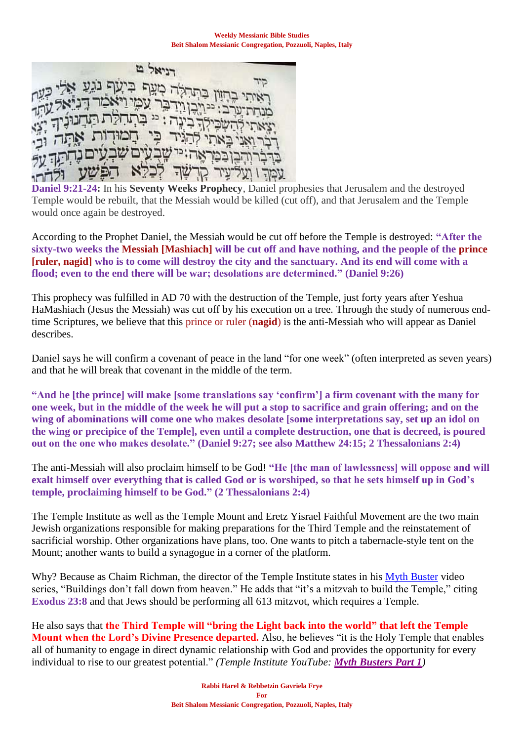**Daniel 9:21-24:** In his **Seventy Weeks Prophecy**, Daniel prophesies that Jerusalem and the destroyed Temple would be rebuilt, that the Messiah would be killed (cut off), and that Jerusalem and the Temple would once again be destroyed.

According to the Prophet Daniel, the Messiah would be cut off before the Temple is destroyed: **"After the sixty-two weeks the Messiah [Mashiach] will be cut off and have nothing, and the people of the prince [ruler, nagid] who is to come will destroy the city and the sanctuary. And its end will come with a flood; even to the end there will be war; desolations are determined." (Daniel 9:26)**

This prophecy was fulfilled in AD 70 with the destruction of the Temple, just forty years after Yeshua HaMashiach (Jesus the Messiah) was cut off by his execution on a tree. Through the study of numerous end-time Scriptures, we believe that this prince or ruler (**nagid**) is the anti-Messiah who will appear as Daniel describes.

Daniel says he will confirm a covenant of peace in the land "for one week" (often interpreted as seven years) and that he will break that covenant in the middle of the term.

**"And he [the prince] will make [some translations say 'confirm'] a firm covenant with the many for one week, but in the middle of the week he will put a stop to sacrifice and grain offering; and on the wing of abominations will come one who makes desolate [some interpretations say, set up an idol on the wing or precipice of the Temple], even until a complete destruction, one that is decreed, is poured out on the one who makes desolate." (Daniel 9:27; see also Matthew 24:15; 2 Thessalonians 2:4)**

The anti-Messiah will also proclaim himself to be God! **"He [the man of lawlessness] will oppose and will exalt himself over everything that is called God or is worshiped, so that he sets himself up in God's temple, proclaiming himself to be God." (2 Thessalonians 2:4)**

The Temple Institute as well as the Temple Mount and Eretz Yisrael Faithful Movement are the two main Jewish organizations responsible for making preparations for the Third Temple and the reinstatement of sacrificial worship. Other organizations have plans, too. One wants to pitch a tabernacle-style tent on the Mount; another wants to build a synagogue in a corner of the platform.

Why? Because as Chaim Richman, the director of the Temple Institute states in his Myth Buster video series, "Buildings don't fall down from heaven." He adds that "it's a mitzvah to build the Temple," citing **Exodus 23:8** and that Jews should be performing all 613 mitzvot, which requires a Temple.

He also says that **the Third Temple will "bring the Light back into the world" that left the Temple Mount when the Lord's Divine Presence departed.** Also, he believes "it is the Holy Temple that enables all of humanity to engage in direct dynamic relationship with God and provides the opportunity for every individual to rise to our greatest potential." *(Temple Institute YouTube: **Myth Busters Part 1**)*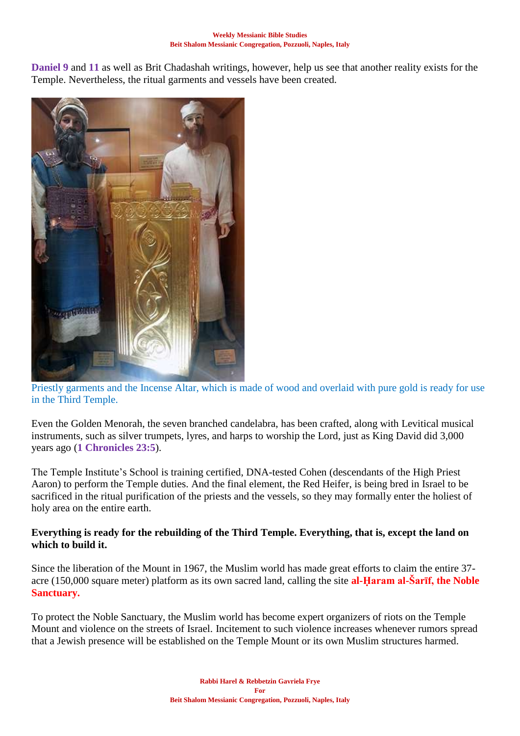**Daniel 9** and **11** as well as Brit Chadashah writings, however, help us see that another reality exists for the Temple. Nevertheless, the ritual garments and vessels have been created.

Priestly garments and the Incense Altar, which is made of wood and overlaid with pure gold is ready for use in the Third Temple.

Even the Golden Menorah, the seven branched candelabra, has been crafted, along with Levitical musical instruments, such as silver trumpets, lyres, and harps to worship the Lord, just as King David did 3,000 years ago (**1 Chronicles 23:5**).

The Temple Institute's School is training certified, DNA-tested Cohen (descendants of the High Priest Aaron) to perform the Temple duties. And the final element, the Red Heifer, is being bred in Israel to be sacrificed in the ritual purification of the priests and the vessels, so they may formally enter the holiest of holy area on the entire earth.

**Everything is ready for the rebuilding of the Third Temple. Everything, that is, except the land on which to build it.**

Since the liberation of the Mount in 1967, the Muslim world has made great efforts to claim the entire 37-acre (150,000 square meter) platform as its own sacred land, calling the site **al-Ḥaram al-Šarīf, the Noble Sanctuary.**

To protect the Noble Sanctuary, the Muslim world has become expert organizers of riots on the Temple Mount and violence on the streets of Israel. Incitement to such violence increases whenever rumors spread that a Jewish presence will be established on the Temple Mount or its own Muslim structures harmed.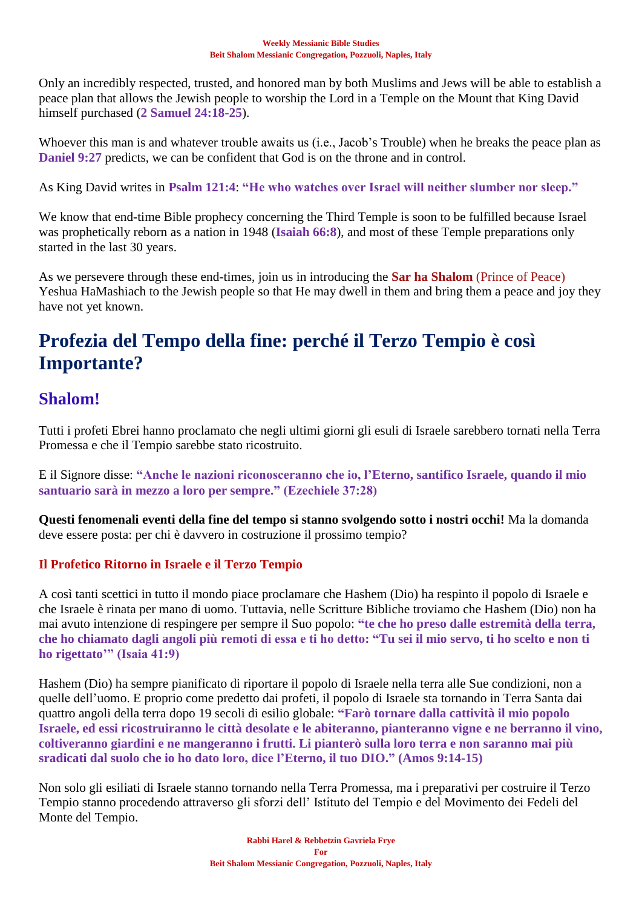Only an incredibly respected, trusted, and honored man by both Muslims and Jews will be able to establish a peace plan that allows the Jewish people to worship the Lord in a Temple on the Mount that King David himself purchased (**2 Samuel 24:18-25**).

Whoever this man is and whatever trouble awaits us (i.e., Jacob's Trouble) when he breaks the peace plan as **Daniel 9:27** predicts, we can be confident that God is on the throne and in control.

As King David writes in **Psalm 121:4**: **"He who watches over Israel will neither slumber nor sleep."**

We know that end-time Bible prophecy concerning the Third Temple is soon to be fulfilled because Israel was prophetically reborn as a nation in 1948 (**Isaiah 66:8**), and most of these Temple preparations only started in the last 30 years.

As we persevere through these end-times, join us in introducing the **Sar ha Shalom** (Prince of Peace) Yeshua HaMashiach to the Jewish people so that He may dwell in them and bring them a peace and joy they have not yet known.

# Profezia del Tempo della fine: perché il Terzo Tempio è così Importante?

## Shalom!

Tutti i profeti Ebrei hanno proclamato che negli ultimi giorni gli esuli di Israele sarebbero tornati nella Terra Promessa e che il Tempio sarebbe stato ricostruito.

E il Signore disse: **"Anche le nazioni riconosceranno che io, l'Eterno, santifico Israele, quando il mio santuario sarà in mezzo a loro per sempre." (Ezechiele 37:28)**

**Questi fenomenali eventi della fine del tempo si stanno svolgendo sotto i nostri occhi!** Ma la domanda deve essere posta: per chi è davvero in costruzione il prossimo tempio?

### Il Profetico Ritorno in Israele e il Terzo Tempio

A così tanti scettici in tutto il mondo piace proclamare che Hashem (Dio) ha respinto il popolo di Israele e che Israele è rinata per mano di uomo. Tuttavia, nelle Scritture Bibliche troviamo che Hashem (Dio) non ha mai avuto intenzione di respingere per sempre il Suo popolo: **"te che ho preso dalle estremità della terra, che ho chiamato dagli angoli più remoti di essa e ti ho detto: "Tu sei il mio servo, ti ho scelto e non ti ho rigettato'" (Isaia 41:9)**

Hashem (Dio) ha sempre pianificato di riportare il popolo di Israele nella terra alle Sue condizioni, non a quelle dell'uomo. E proprio come predetto dai profeti, il popolo di Israele sta tornando in Terra Santa dai quattro angoli della terra dopo 19 secoli di esilio globale: **"Farò tornare dalla cattività il mio popolo Israele, ed essi ricostruiranno le città desolate e le abiteranno, pianteranno vigne e ne berranno il vino, coltiveranno giardini e ne mangeranno i frutti. Li pianterò sulla loro terra e non saranno mai più sradicati dal suolo che io ho dato loro, dice l'Eterno, il tuo DIO." (Amos 9:14-15)**

Non solo gli esiliati di Israele stanno tornando nella Terra Promessa, ma i preparativi per costruire il Terzo Tempio stanno procedendo attraverso gli sforzi dell' Istituto del Tempio e del Movimento dei Fedeli del Monte del Tempio.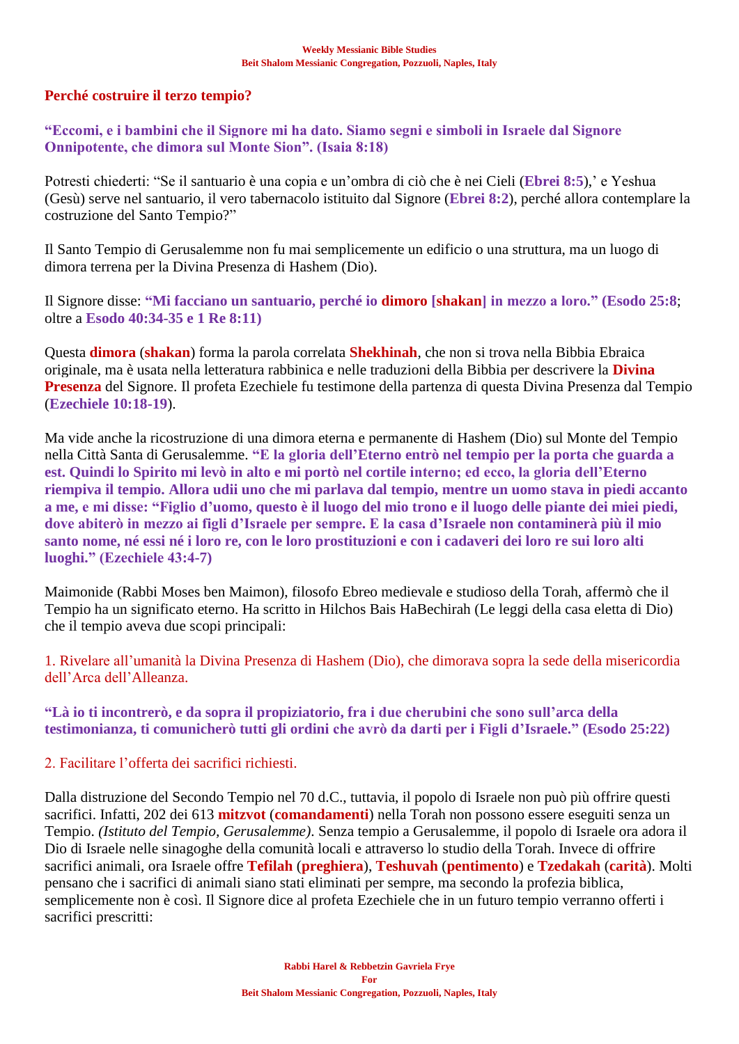## Perché costruire il terzo tempio?

**"Eccomi, e i bambini che il Signore mi ha dato. Siamo segni e simboli in Israele dal Signore Onnipotente, che dimora sul Monte Sion". (Isaia 8:18)**

Potresti chiederti: "Se il santuario è una copia e un'ombra di ciò che è nei Cieli (**Ebrei 8:5**),' e Yeshua (Gesù) serve nel santuario, il vero tabernacolo istituito dal Signore (**Ebrei 8:2**), perché allora contemplare la costruzione del Santo Tempio?"

Il Santo Tempio di Gerusalemme non fu mai semplicemente un edificio o una struttura, ma un luogo di dimora terrena per la Divina Presenza di Hashem (Dio).

Il Signore disse: **"Mi facciano un santuario, perché io dimoro [shakan] in mezzo a loro." (Esodo 25:8**; oltre a **Esodo 40:34-35 e 1 Re 8:11)**

Questa **dimora** (**shakan**) forma la parola correlata **Shekhinah**, che non si trova nella Bibbia Ebraica originale, ma è usata nella letteratura rabbinica e nelle traduzioni della Bibbia per descrivere la **Divina Presenza** del Signore. Il profeta Ezechiele fu testimone della partenza di questa Divina Presenza dal Tempio (**Ezechiele 10:18-19**).

Ma vide anche la ricostruzione di una dimora eterna e permanente di Hashem (Dio) sul Monte del Tempio nella Città Santa di Gerusalemme. **"E la gloria dell'Eterno entrò nel tempio per la porta che guarda a est. Quindi lo Spirito mi levò in alto e mi portò nel cortile interno; ed ecco, la gloria dell'Eterno riempiva il tempio. Allora udii uno che mi parlava dal tempio, mentre un uomo stava in piedi accanto a me, e mi disse: "Figlio d'uomo, questo è il luogo del mio trono e il luogo delle piante dei miei piedi, dove abiterò in mezzo ai figli d'Israele per sempre. E la casa d'Israele non contaminerà più il mio santo nome, né essi né i loro re, con le loro prostituzioni e con i cadaveri dei loro re sui loro alti luoghi." (Ezechiele 43:4-7)**

Maimonide (Rabbi Moses ben Maimon), filosofo Ebreo medievale e studioso della Torah, affermò che il Tempio ha un significato eterno. Ha scritto in Hilchos Bais HaBechirah (Le leggi della casa eletta di Dio) che il tempio aveva due scopi principali:

1. Rivelare all'umanità la Divina Presenza di Hashem (Dio), che dimorava sopra la sede della misericordia dell'Arca dell'Alleanza.

**"Là io ti incontrerò, e da sopra il propiziatorio, fra i due cherubini che sono sull'arca della testimonianza, ti comunicherò tutti gli ordini che avrò da darti per i Figli d'Israele." (Esodo 25:22)**

2. Facilitare l'offerta dei sacrifici richiesti.

Dalla distruzione del Secondo Tempio nel 70 d.C., tuttavia, il popolo di Israele non può più offrire questi sacrifici. Infatti, 202 dei 613 **mitzvot** (**comandamenti**) nella Torah non possono essere eseguiti senza un Tempio. *(Istituto del Tempio, Gerusalemme)*. Senza tempio a Gerusalemme, il popolo di Israele ora adora il Dio di Israele nelle sinagoghe della comunità locali e attraverso lo studio della Torah. Invece di offrire sacrifici animali, ora Israele offre **Tefilah** (**preghiera**), **Teshuvah** (**pentimento**) e **Tzedakah** (**carità**). Molti pensano che i sacrifici di animali siano stati eliminati per sempre, ma secondo la profezia biblica, semplicemente non è così. Il Signore dice al profeta Ezechiele che in un futuro tempio verranno offerti i sacrifici prescritti: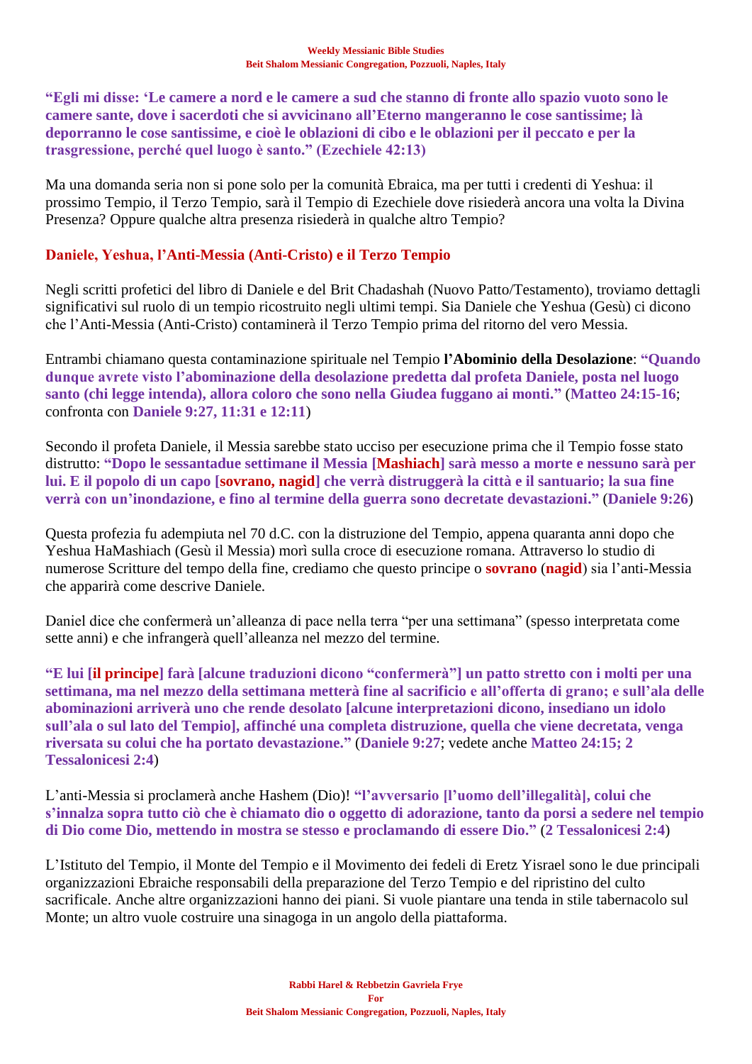**"Egli mi disse: 'Le camere a nord e le camere a sud che stanno di fronte allo spazio vuoto sono le camere sante, dove i sacerdoti che si avvicinano all'Eterno mangeranno le cose santissime; là deporranno le cose santissime, e cioè le oblazioni di cibo e le oblazioni per il peccato e per la trasgressione, perché quel luogo è santo." (Ezechiele 42:13)**

Ma una domanda seria non si pone solo per la comunità Ebraica, ma per tutti i credenti di Yeshua: il prossimo Tempio, il Terzo Tempio, sarà il Tempio di Ezechiele dove risiederà ancora una volta la Divina Presenza? Oppure qualche altra presenza risiederà in qualche altro Tempio?

## Daniele, Yeshua, l'Anti-Messia (Anti-Cristo) e il Terzo Tempio

Negli scritti profetici del libro di Daniele e del Brit Chadashah (Nuovo Patto/Testamento), troviamo dettagli significativi sul ruolo di un tempio ricostruito negli ultimi tempi. Sia Daniele che Yeshua (Gesù) ci dicono che l'Anti-Messia (Anti-Cristo) contaminerà il Terzo Tempio prima del ritorno del vero Messia.

Entrambi chiamano questa contaminazione spirituale nel Tempio **l'Abominio della Desolazione**: **"Quando dunque avrete visto l'abominazione della desolazione predetta dal profeta Daniele, posta nel luogo santo (chi legge intenda), allora coloro che sono nella Giudea fuggano ai monti."** (**Matteo 24:15-16**; confronta con **Daniele 9:27, 11:31 e 12:11**)

Secondo il profeta Daniele, il Messia sarebbe stato ucciso per esecuzione prima che il Tempio fosse stato distrutto: **"Dopo le sessantadue settimane il Messia [Mashiach] sarà messo a morte e nessuno sarà per lui. E il popolo di un capo [sovrano, nagid] che verrà distruggerà la città e il santuario; la sua fine verrà con un'inondazione, e fino al termine della guerra sono decretate devastazioni."** (**Daniele 9:26**)

Questa profezia fu adempiuta nel 70 d.C. con la distruzione del Tempio, appena quaranta anni dopo che Yeshua HaMashiach (Gesù il Messia) morì sulla croce di esecuzione romana. Attraverso lo studio di numerose Scritture del tempo della fine, crediamo che questo principe o **sovrano** (**nagid**) sia l'anti-Messia che apparirà come descrive Daniele.

Daniel dice che confermerà un'alleanza di pace nella terra "per una settimana" (spesso interpretata come sette anni) e che infrangerà quell'alleanza nel mezzo del termine.

**"E lui [il principe] farà [alcune traduzioni dicono "confermerà"] un patto stretto con i molti per una settimana, ma nel mezzo della settimana metterà fine al sacrificio e all'offerta di grano; e sull'ala delle abominazioni arriverà uno che rende desolato [alcune interpretazioni dicono, insediano un idolo sull'ala o sul lato del Tempio], affinché una completa distruzione, quella che viene decretata, venga riversata su colui che ha portato devastazione."** (**Daniele 9:27**; vedete anche **Matteo 24:15; 2 Tessalonicesi 2:4**)

L'anti-Messia si proclamerà anche Hashem (Dio)! **"l'avversario [l'uomo dell'illegalità], colui che s'innalza sopra tutto ciò che è chiamato dio o oggetto di adorazione, tanto da porsi a sedere nel tempio di Dio come Dio, mettendo in mostra se stesso e proclamando di essere Dio."** (**2 Tessalonicesi 2:4**)

L'Istituto del Tempio, il Monte del Tempio e il Movimento dei fedeli di Eretz Yisrael sono le due principali organizzazioni Ebraiche responsabili della preparazione del Terzo Tempio e del ripristino del culto sacrificale. Anche altre organizzazioni hanno dei piani. Si vuole piantare una tenda in stile tabernacolo sul Monte; un altro vuole costruire una sinagoga in un angolo della piattaforma.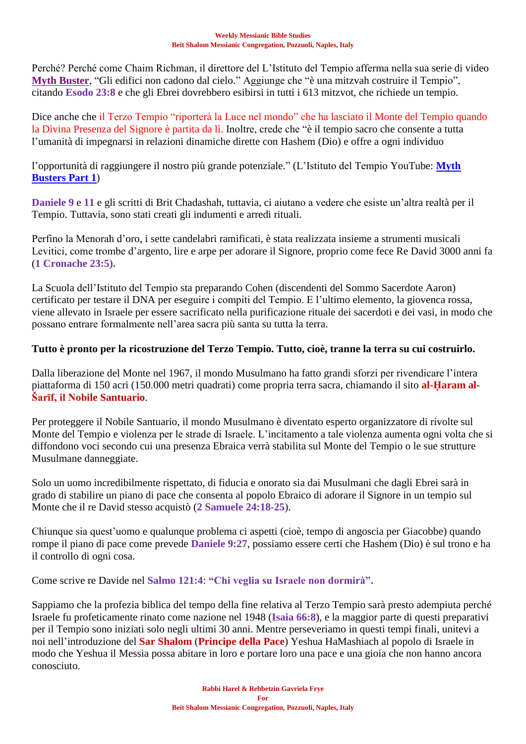Perché? Perché come Chaim Richman, il direttore del L'Istituto del Tempio afferma nella sua serie di video **Myth Buster**, "Gli edifici non cadono dal cielo." Aggiunge che "è una mitzvah costruire il Tempio", citando **Esodo 23:8** e che gli Ebrei dovrebbero esibirsi in tutti i 613 mitzvot, che richiede un tempio.

Dice anche che il Terzo Tempio "riporterà la Luce nel mondo" che ha lasciato il Monte del Tempio quando la Divina Presenza del Signore è partita da lì. Inoltre, crede che "è il tempio sacro che consente a tutta l'umanità di impegnarsi in relazioni dinamiche dirette con Hashem (Dio) e offre a ogni individuo

l'opportunità di raggiungere il nostro più grande potenziale." (L'Istituto del Tempio YouTube: **Myth Busters Part 1**)

**Daniele 9** e **11** e gli scritti di Brit Chadashah, tuttavia, ci aiutano a vedere che esiste un'altra realtà per il Tempio. Tuttavia, sono stati creati gli indumenti e arredi rituali.

Perfino la Menorah d'oro, i sette candelabri ramificati, è stata realizzata insieme a strumenti musicali Levitici, come trombe d'argento, lire e arpe per adorare il Signore, proprio come fece Re David 3000 anni fa (**1 Cronache 23:5).**

La Scuola dell'Istituto del Tempio sta preparando Cohen (discendenti del Sommo Sacerdote Aaron) certificato per testare il DNA per eseguire i compiti del Tempio. E l'ultimo elemento, la giovenca rossa, viene allevato in Israele per essere sacrificato nella purificazione rituale dei sacerdoti e dei vasi, in modo che possano entrare formalmente nell'area sacra più santa su tutta la terra.

**Tutto è pronto per la ricostruzione del Terzo Tempio. Tutto, cioè, tranne la terra su cui costruirlo.**

Dalla liberazione del Monte nel 1967, il mondo Musulmano ha fatto grandi sforzi per rivendicare l'intera piattaforma di 150 acri (150.000 metri quadrati) come propria terra sacra, chiamando il sito **al-Ḥaram al-Šarīf, il Nobile Santuario**.

Per proteggere il Nobile Santuario, il mondo Musulmano è diventato esperto organizzatore di rivolte sul Monte del Tempio e violenza per le strade di Israele. L'incitamento a tale violenza aumenta ogni volta che si diffondono voci secondo cui una presenza Ebraica verrà stabilita sul Monte del Tempio o le sue strutture Musulmane danneggiate.

Solo un uomo incredibilmente rispettato, di fiducia e onorato sia dai Musulmani che dagli Ebrei sarà in grado di stabilire un piano di pace che consenta al popolo Ebraico di adorare il Signore in un tempio sul Monte che il re David stesso acquistò (**2 Samuele 24:18-25**).

Chiunque sia quest'uomo e qualunque problema ci aspetti (cioè, tempo di angoscia per Giacobbe) quando rompe il piano di pace come prevede **Daniele 9:27**, possiamo essere certi che Hashem (Dio) è sul trono e ha il controllo di ogni cosa.

Come scrive re Davide nel **Salmo 121:4**: **"Chi veglia su Israele non dormirà".**

Sappiamo che la profezia biblica del tempo della fine relativa al Terzo Tempio sarà presto adempiuta perché Israele fu profeticamente rinato come nazione nel 1948 (**Isaia 66:8**), e la maggior parte di questi preparativi per il Tempio sono iniziati solo negli ultimi 30 anni. Mentre perseveriamo in questi tempi finali, unitevi a noi nell'introduzione del **Sar Shalom** (**Principe della Pace**) Yeshua HaMashiach al popolo di Israele in modo che Yeshua il Messia possa abitare in loro e portare loro una pace e una gioia che non hanno ancora conosciuto.

**Rabbi Harel & Rebbetzin Gavriela Frye**
**For**
**Beit Shalom Messianic Congregation, Pozzuoli, Naples, Italy**